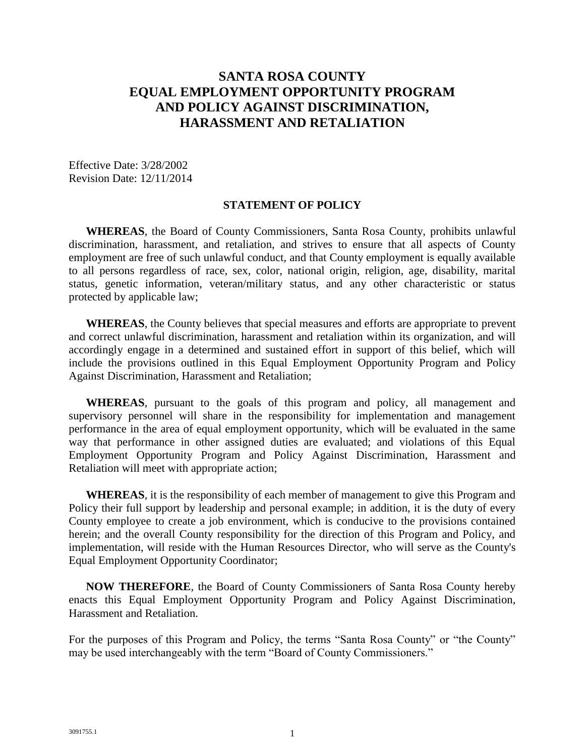# SANTA ROSA COUNTY EQUAL EMPLOYMENT OPPORTUNITY PROGRAM AND POLICY AGAINST DISCRIMINATION, HARASSMENT AND RETALIATION

Effective Date: 3/28/2002
Revision Date: 12/11/2014

## STATEMENT OF POLICY

**WHEREAS**, the Board of County Commissioners, Santa Rosa County, prohibits unlawful discrimination, harassment, and retaliation, and strives to ensure that all aspects of County employment are free of such unlawful conduct, and that County employment is equally available to all persons regardless of race, sex, color, national origin, religion, age, disability, marital status, genetic information, veteran/military status, and any other characteristic or status protected by applicable law;

**WHEREAS**, the County believes that special measures and efforts are appropriate to prevent and correct unlawful discrimination, harassment and retaliation within its organization, and will accordingly engage in a determined and sustained effort in support of this belief, which will include the provisions outlined in this Equal Employment Opportunity Program and Policy Against Discrimination, Harassment and Retaliation;

**WHEREAS**, pursuant to the goals of this program and policy, all management and supervisory personnel will share in the responsibility for implementation and management performance in the area of equal employment opportunity, which will be evaluated in the same way that performance in other assigned duties are evaluated; and violations of this Equal Employment Opportunity Program and Policy Against Discrimination, Harassment and Retaliation will meet with appropriate action;

**WHEREAS**, it is the responsibility of each member of management to give this Program and Policy their full support by leadership and personal example; in addition, it is the duty of every County employee to create a job environment, which is conducive to the provisions contained herein; and the overall County responsibility for the direction of this Program and Policy, and implementation, will reside with the Human Resources Director, who will serve as the County's Equal Employment Opportunity Coordinator;

**NOW THEREFORE**, the Board of County Commissioners of Santa Rosa County hereby enacts this Equal Employment Opportunity Program and Policy Against Discrimination, Harassment and Retaliation.

For the purposes of this Program and Policy, the terms "Santa Rosa County" or "the County" may be used interchangeably with the term "Board of County Commissioners."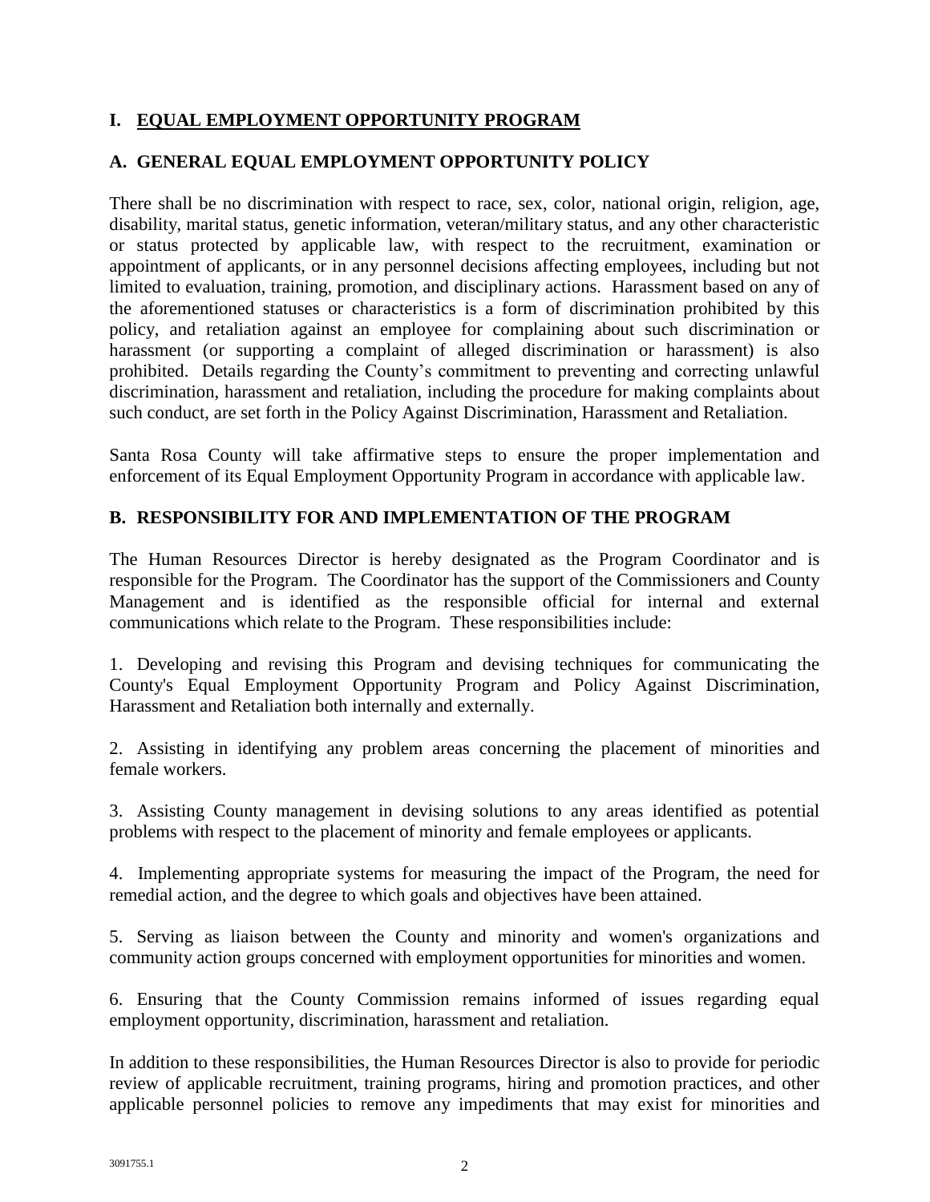# I. EQUAL EMPLOYMENT OPPORTUNITY PROGRAM

## A. GENERAL EQUAL EMPLOYMENT OPPORTUNITY POLICY

There shall be no discrimination with respect to race, sex, color, national origin, religion, age, disability, marital status, genetic information, veteran/military status, and any other characteristic or status protected by applicable law, with respect to the recruitment, examination or appointment of applicants, or in any personnel decisions affecting employees, including but not limited to evaluation, training, promotion, and disciplinary actions. Harassment based on any of the aforementioned statuses or characteristics is a form of discrimination prohibited by this policy, and retaliation against an employee for complaining about such discrimination or harassment (or supporting a complaint of alleged discrimination or harassment) is also prohibited. Details regarding the County's commitment to preventing and correcting unlawful discrimination, harassment and retaliation, including the procedure for making complaints about such conduct, are set forth in the Policy Against Discrimination, Harassment and Retaliation.

Santa Rosa County will take affirmative steps to ensure the proper implementation and enforcement of its Equal Employment Opportunity Program in accordance with applicable law.

## B. RESPONSIBILITY FOR AND IMPLEMENTATION OF THE PROGRAM

The Human Resources Director is hereby designated as the Program Coordinator and is responsible for the Program. The Coordinator has the support of the Commissioners and County Management and is identified as the responsible official for internal and external communications which relate to the Program. These responsibilities include:

1. Developing and revising this Program and devising techniques for communicating the County's Equal Employment Opportunity Program and Policy Against Discrimination, Harassment and Retaliation both internally and externally.

2. Assisting in identifying any problem areas concerning the placement of minorities and female workers.

3. Assisting County management in devising solutions to any areas identified as potential problems with respect to the placement of minority and female employees or applicants.

4. Implementing appropriate systems for measuring the impact of the Program, the need for remedial action, and the degree to which goals and objectives have been attained.

5. Serving as liaison between the County and minority and women's organizations and community action groups concerned with employment opportunities for minorities and women.

6. Ensuring that the County Commission remains informed of issues regarding equal employment opportunity, discrimination, harassment and retaliation.

In addition to these responsibilities, the Human Resources Director is also to provide for periodic review of applicable recruitment, training programs, hiring and promotion practices, and other applicable personnel policies to remove any impediments that may exist for minorities and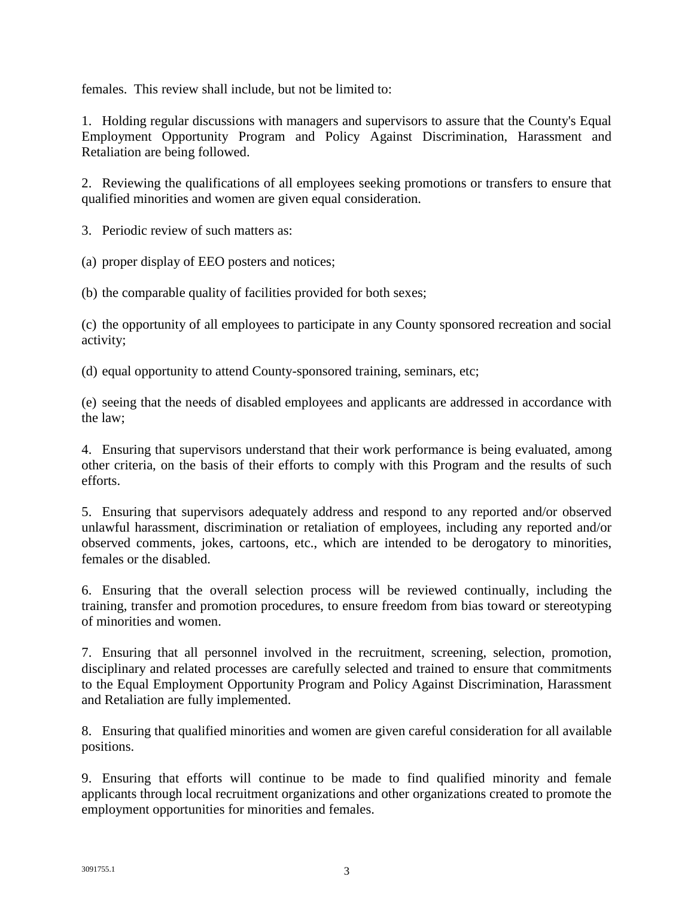females. This review shall include, but not be limited to:

1. Holding regular discussions with managers and supervisors to assure that the County's Equal Employment Opportunity Program and Policy Against Discrimination, Harassment and Retaliation are being followed.

2. Reviewing the qualifications of all employees seeking promotions or transfers to ensure that qualified minorities and women are given equal consideration.

3. Periodic review of such matters as:

(a) proper display of EEO posters and notices;

(b) the comparable quality of facilities provided for both sexes;

(c) the opportunity of all employees to participate in any County sponsored recreation and social activity;

(d) equal opportunity to attend County-sponsored training, seminars, etc;

(e) seeing that the needs of disabled employees and applicants are addressed in accordance with the law;

4. Ensuring that supervisors understand that their work performance is being evaluated, among other criteria, on the basis of their efforts to comply with this Program and the results of such efforts.

5. Ensuring that supervisors adequately address and respond to any reported and/or observed unlawful harassment, discrimination or retaliation of employees, including any reported and/or observed comments, jokes, cartoons, etc., which are intended to be derogatory to minorities, females or the disabled.

6. Ensuring that the overall selection process will be reviewed continually, including the training, transfer and promotion procedures, to ensure freedom from bias toward or stereotyping of minorities and women.

7. Ensuring that all personnel involved in the recruitment, screening, selection, promotion, disciplinary and related processes are carefully selected and trained to ensure that commitments to the Equal Employment Opportunity Program and Policy Against Discrimination, Harassment and Retaliation are fully implemented.

8. Ensuring that qualified minorities and women are given careful consideration for all available positions.

9. Ensuring that efforts will continue to be made to find qualified minority and female applicants through local recruitment organizations and other organizations created to promote the employment opportunities for minorities and females.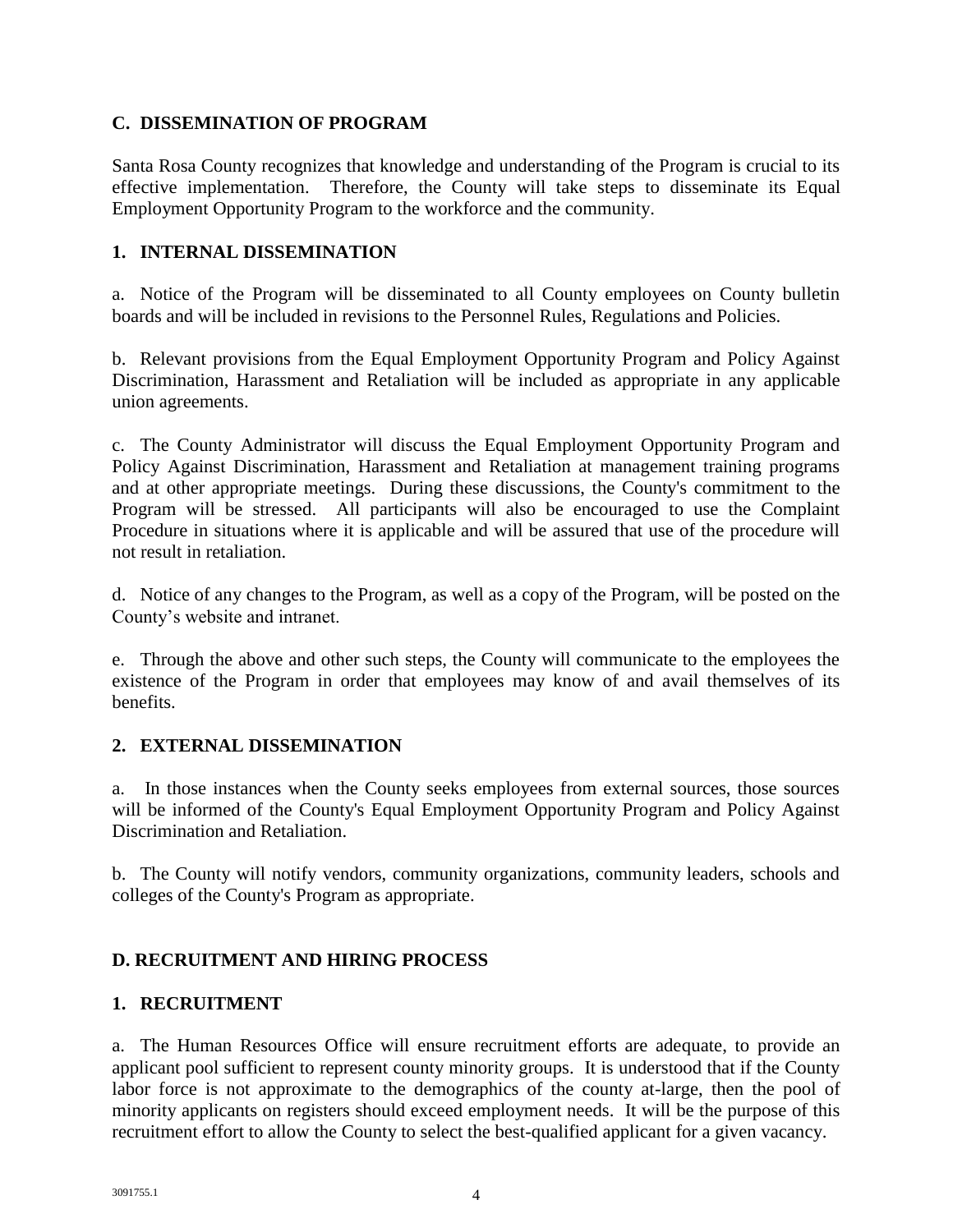## C. DISSEMINATION OF PROGRAM

Santa Rosa County recognizes that knowledge and understanding of the Program is crucial to its effective implementation. Therefore, the County will take steps to disseminate its Equal Employment Opportunity Program to the workforce and the community.

### 1. INTERNAL DISSEMINATION

a. Notice of the Program will be disseminated to all County employees on County bulletin boards and will be included in revisions to the Personnel Rules, Regulations and Policies.

b. Relevant provisions from the Equal Employment Opportunity Program and Policy Against Discrimination, Harassment and Retaliation will be included as appropriate in any applicable union agreements.

c. The County Administrator will discuss the Equal Employment Opportunity Program and Policy Against Discrimination, Harassment and Retaliation at management training programs and at other appropriate meetings. During these discussions, the County's commitment to the Program will be stressed. All participants will also be encouraged to use the Complaint Procedure in situations where it is applicable and will be assured that use of the procedure will not result in retaliation.

d. Notice of any changes to the Program, as well as a copy of the Program, will be posted on the County's website and intranet.

e. Through the above and other such steps, the County will communicate to the employees the existence of the Program in order that employees may know of and avail themselves of its benefits.

### 2. EXTERNAL DISSEMINATION

a. In those instances when the County seeks employees from external sources, those sources will be informed of the County's Equal Employment Opportunity Program and Policy Against Discrimination and Retaliation.

b. The County will notify vendors, community organizations, community leaders, schools and colleges of the County's Program as appropriate.

## D. RECRUITMENT AND HIRING PROCESS

### 1. RECRUITMENT

a. The Human Resources Office will ensure recruitment efforts are adequate, to provide an applicant pool sufficient to represent county minority groups. It is understood that if the County labor force is not approximate to the demographics of the county at-large, then the pool of minority applicants on registers should exceed employment needs. It will be the purpose of this recruitment effort to allow the County to select the best-qualified applicant for a given vacancy.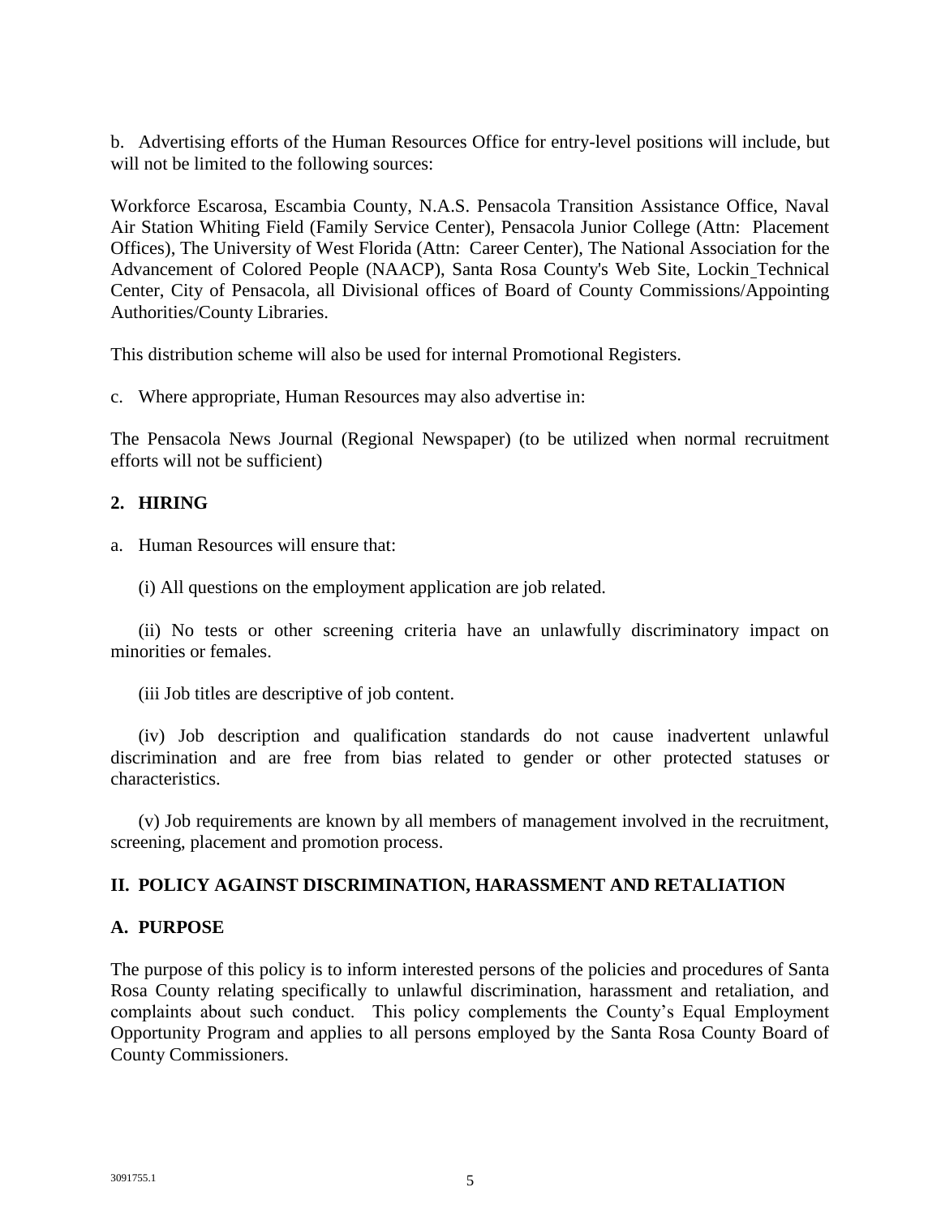b. Advertising efforts of the Human Resources Office for entry-level positions will include, but will not be limited to the following sources:

Workforce Escarosa, Escambia County, N.A.S. Pensacola Transition Assistance Office, Naval Air Station Whiting Field (Family Service Center), Pensacola Junior College (Attn: Placement Offices), The University of West Florida (Attn: Career Center), The National Association for the Advancement of Colored People (NAACP), Santa Rosa County's Web Site, Lockin Technical Center, City of Pensacola, all Divisional offices of Board of County Commissions/Appointing Authorities/County Libraries.

This distribution scheme will also be used for internal Promotional Registers.

c. Where appropriate, Human Resources may also advertise in:

The Pensacola News Journal (Regional Newspaper) (to be utilized when normal recruitment efforts will not be sufficient)

**2. HIRING**

a. Human Resources will ensure that:

(i) All questions on the employment application are job related.

(ii) No tests or other screening criteria have an unlawfully discriminatory impact on minorities or females.

(iii Job titles are descriptive of job content.

(iv) Job description and qualification standards do not cause inadvertent unlawful discrimination and are free from bias related to gender or other protected statuses or characteristics.

(v) Job requirements are known by all members of management involved in the recruitment, screening, placement and promotion process.

## II. POLICY AGAINST DISCRIMINATION, HARASSMENT AND RETALIATION

### A. PURPOSE

The purpose of this policy is to inform interested persons of the policies and procedures of Santa Rosa County relating specifically to unlawful discrimination, harassment and retaliation, and complaints about such conduct. This policy complements the County's Equal Employment Opportunity Program and applies to all persons employed by the Santa Rosa County Board of County Commissioners.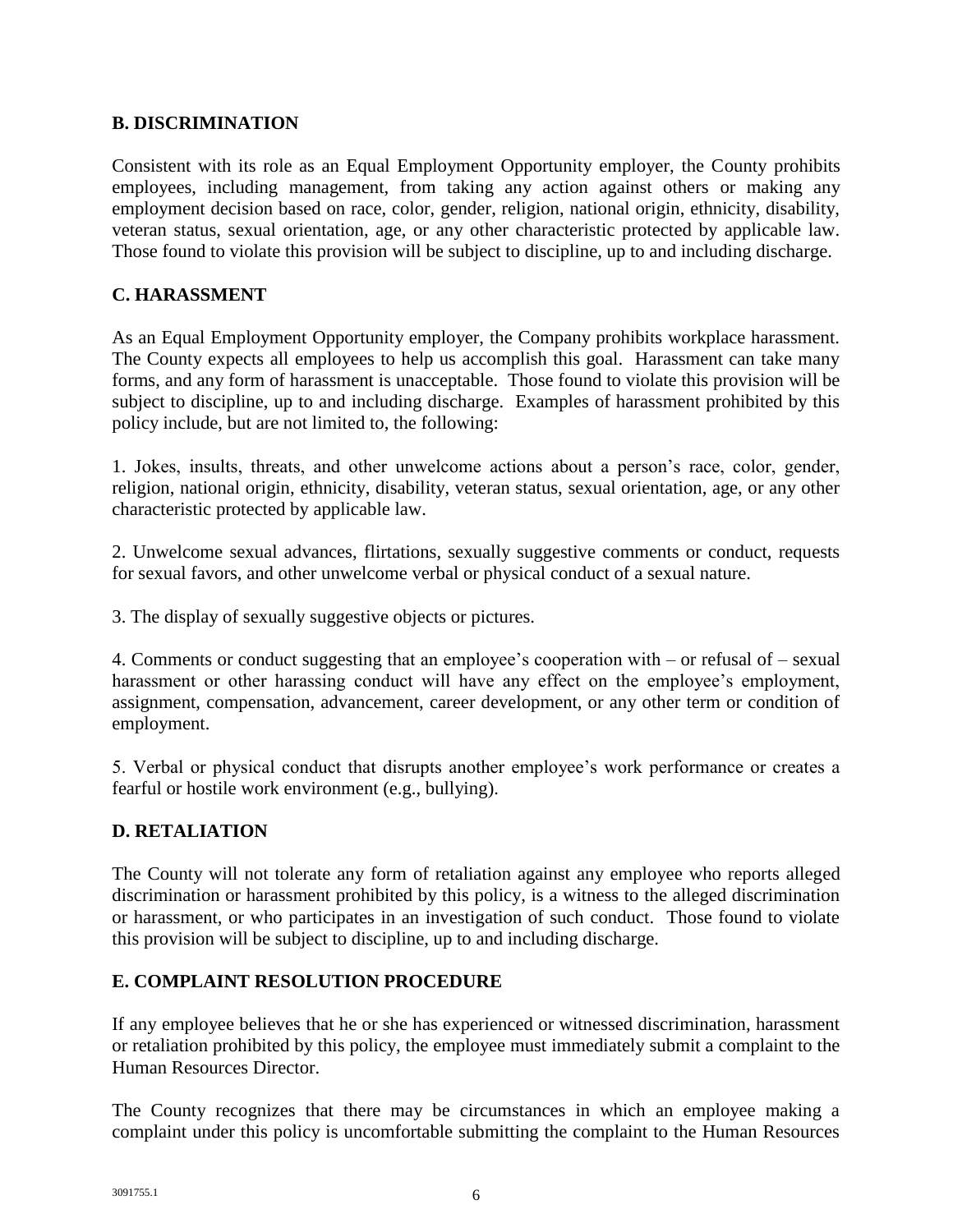## B. DISCRIMINATION

Consistent with its role as an Equal Employment Opportunity employer, the County prohibits employees, including management, from taking any action against others or making any employment decision based on race, color, gender, religion, national origin, ethnicity, disability, veteran status, sexual orientation, age, or any other characteristic protected by applicable law. Those found to violate this provision will be subject to discipline, up to and including discharge.

## C. HARASSMENT

As an Equal Employment Opportunity employer, the Company prohibits workplace harassment. The County expects all employees to help us accomplish this goal. Harassment can take many forms, and any form of harassment is unacceptable. Those found to violate this provision will be subject to discipline, up to and including discharge. Examples of harassment prohibited by this policy include, but are not limited to, the following:

1. Jokes, insults, threats, and other unwelcome actions about a person's race, color, gender, religion, national origin, ethnicity, disability, veteran status, sexual orientation, age, or any other characteristic protected by applicable law.

2. Unwelcome sexual advances, flirtations, sexually suggestive comments or conduct, requests for sexual favors, and other unwelcome verbal or physical conduct of a sexual nature.

3. The display of sexually suggestive objects or pictures.

4. Comments or conduct suggesting that an employee's cooperation with – or refusal of – sexual harassment or other harassing conduct will have any effect on the employee's employment, assignment, compensation, advancement, career development, or any other term or condition of employment.

5. Verbal or physical conduct that disrupts another employee's work performance or creates a fearful or hostile work environment (e.g., bullying).

## D. RETALIATION

The County will not tolerate any form of retaliation against any employee who reports alleged discrimination or harassment prohibited by this policy, is a witness to the alleged discrimination or harassment, or who participates in an investigation of such conduct. Those found to violate this provision will be subject to discipline, up to and including discharge.

## E. COMPLAINT RESOLUTION PROCEDURE

If any employee believes that he or she has experienced or witnessed discrimination, harassment or retaliation prohibited by this policy, the employee must immediately submit a complaint to the Human Resources Director.

The County recognizes that there may be circumstances in which an employee making a complaint under this policy is uncomfortable submitting the complaint to the Human Resources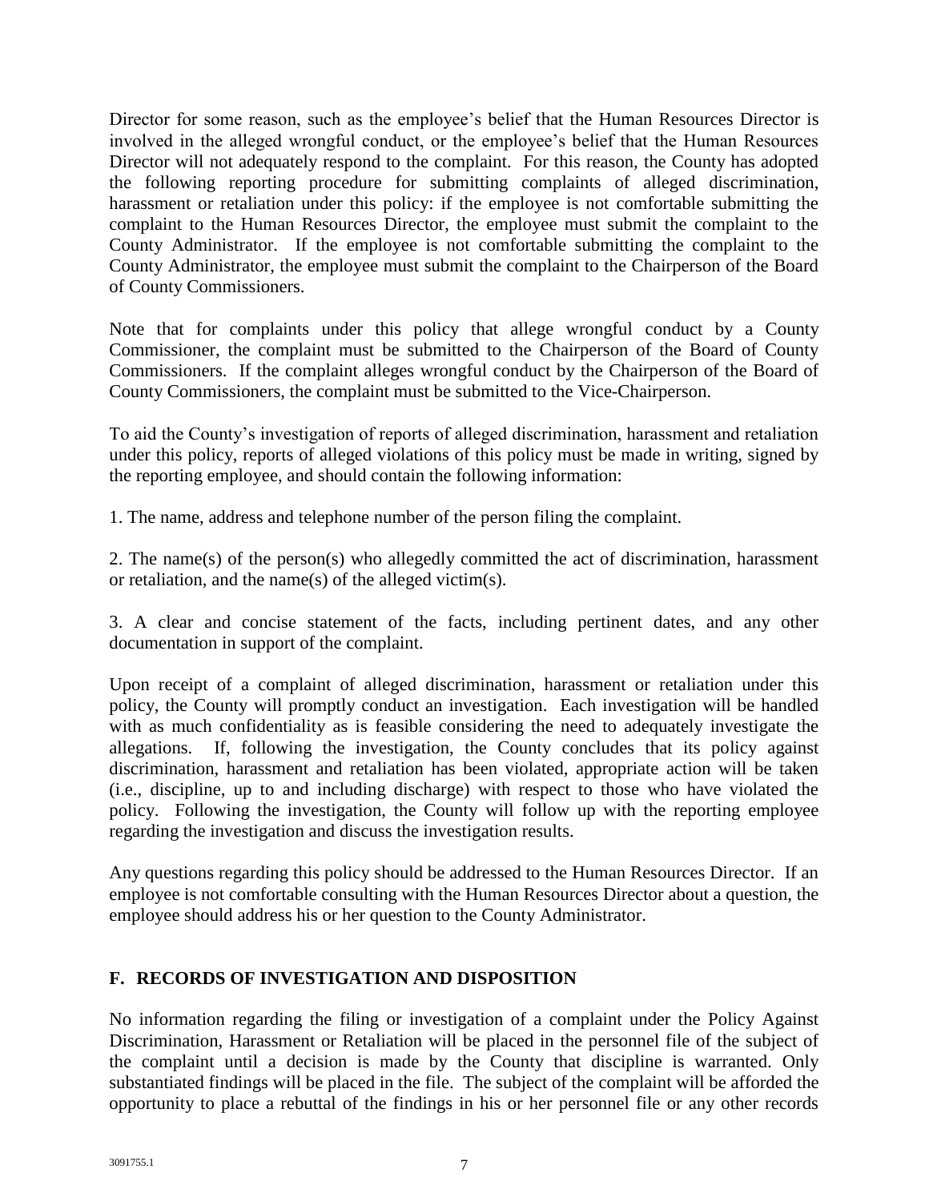Director for some reason, such as the employee's belief that the Human Resources Director is involved in the alleged wrongful conduct, or the employee's belief that the Human Resources Director will not adequately respond to the complaint. For this reason, the County has adopted the following reporting procedure for submitting complaints of alleged discrimination, harassment or retaliation under this policy: if the employee is not comfortable submitting the complaint to the Human Resources Director, the employee must submit the complaint to the County Administrator. If the employee is not comfortable submitting the complaint to the County Administrator, the employee must submit the complaint to the Chairperson of the Board of County Commissioners.

Note that for complaints under this policy that allege wrongful conduct by a County Commissioner, the complaint must be submitted to the Chairperson of the Board of County Commissioners. If the complaint alleges wrongful conduct by the Chairperson of the Board of County Commissioners, the complaint must be submitted to the Vice-Chairperson.

To aid the County's investigation of reports of alleged discrimination, harassment and retaliation under this policy, reports of alleged violations of this policy must be made in writing, signed by the reporting employee, and should contain the following information:

1. The name, address and telephone number of the person filing the complaint.

2. The name(s) of the person(s) who allegedly committed the act of discrimination, harassment or retaliation, and the name(s) of the alleged victim(s).

3. A clear and concise statement of the facts, including pertinent dates, and any other documentation in support of the complaint.

Upon receipt of a complaint of alleged discrimination, harassment or retaliation under this policy, the County will promptly conduct an investigation. Each investigation will be handled with as much confidentiality as is feasible considering the need to adequately investigate the allegations. If, following the investigation, the County concludes that its policy against discrimination, harassment and retaliation has been violated, appropriate action will be taken (i.e., discipline, up to and including discharge) with respect to those who have violated the policy. Following the investigation, the County will follow up with the reporting employee regarding the investigation and discuss the investigation results.

Any questions regarding this policy should be addressed to the Human Resources Director. If an employee is not comfortable consulting with the Human Resources Director about a question, the employee should address his or her question to the County Administrator.

## F. RECORDS OF INVESTIGATION AND DISPOSITION

No information regarding the filing or investigation of a complaint under the Policy Against Discrimination, Harassment or Retaliation will be placed in the personnel file of the subject of the complaint until a decision is made by the County that discipline is warranted. Only substantiated findings will be placed in the file. The subject of the complaint will be afforded the opportunity to place a rebuttal of the findings in his or her personnel file or any other records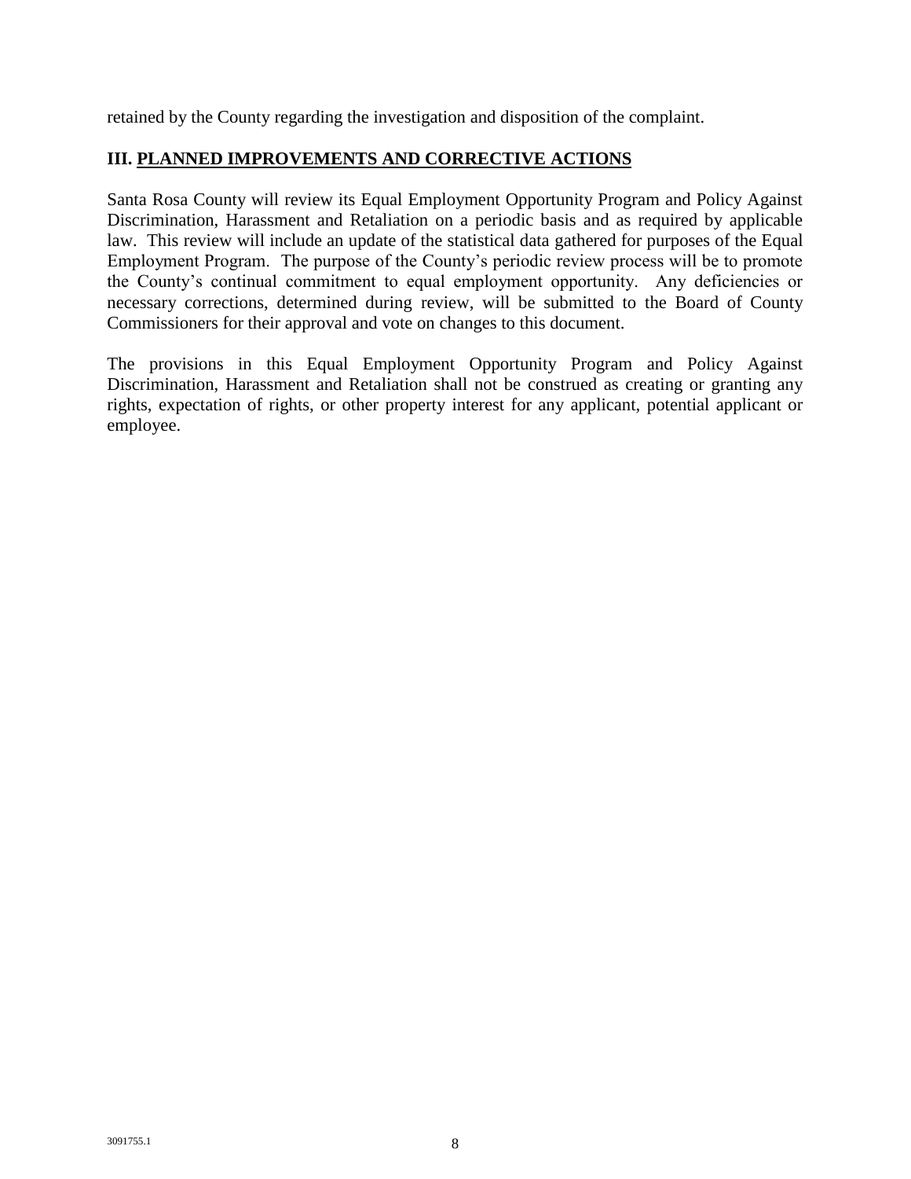retained by the County regarding the investigation and disposition of the complaint.

## III. PLANNED IMPROVEMENTS AND CORRECTIVE ACTIONS

Santa Rosa County will review its Equal Employment Opportunity Program and Policy Against Discrimination, Harassment and Retaliation on a periodic basis and as required by applicable law. This review will include an update of the statistical data gathered for purposes of the Equal Employment Program. The purpose of the County's periodic review process will be to promote the County's continual commitment to equal employment opportunity. Any deficiencies or necessary corrections, determined during review, will be submitted to the Board of County Commissioners for their approval and vote on changes to this document.

The provisions in this Equal Employment Opportunity Program and Policy Against Discrimination, Harassment and Retaliation shall not be construed as creating or granting any rights, expectation of rights, or other property interest for any applicant, potential applicant or employee.